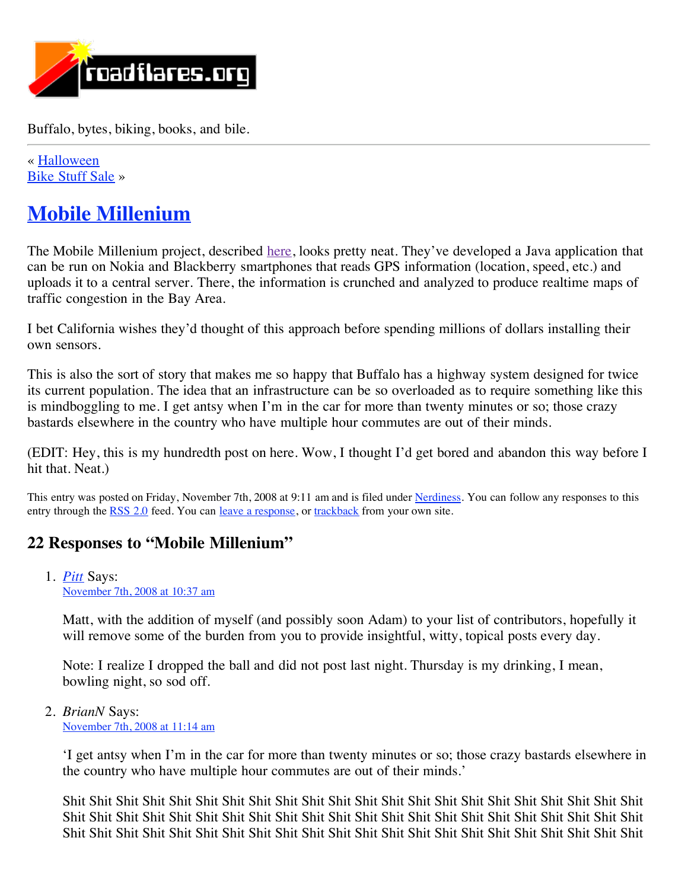roadflares.org

Buffalo, bytes, biking, books, and bile.

« Halloween
Bike Stuff Sale »

# Mobile Millenium

The Mobile Millenium project, described here, looks pretty neat. They've developed a Java application that can be run on Nokia and Blackberry smartphones that reads GPS information (location, speed, etc.) and uploads it to a central server. There, the information is crunched and analyzed to produce realtime maps of traffic congestion in the Bay Area.

I bet California wishes they'd thought of this approach before spending millions of dollars installing their own sensors.

This is also the sort of story that makes me so happy that Buffalo has a highway system designed for twice its current population. The idea that an infrastructure can be so overloaded as to require something like this is mindboggling to me. I get antsy when I'm in the car for more than twenty minutes or so; those crazy bastards elsewhere in the country who have multiple hour commutes are out of their minds.

(EDIT: Hey, this is my hundredth post on here. Wow, I thought I'd get bored and abandon this way before I hit that. Neat.)

This entry was posted on Friday, November 7th, 2008 at 9:11 am and is filed under Nerdiness. You can follow any responses to this entry through the RSS 2.0 feed. You can leave a response, or trackback from your own site.

## 22 Responses to "Mobile Millenium"

1. *Pitt* Says:
   November 7th, 2008 at 10:37 am

   Matt, with the addition of myself (and possibly soon Adam) to your list of contributors, hopefully it will remove some of the burden from you to provide insightful, witty, topical posts every day.

   Note: I realize I dropped the ball and did not post last night. Thursday is my drinking, I mean, bowling night, so sod off.

2. *BrianN* Says:
   November 7th, 2008 at 11:14 am

   'I get antsy when I'm in the car for more than twenty minutes or so; those crazy bastards elsewhere in the country who have multiple hour commutes are out of their minds.'

   Shit Shit Shit Shit Shit Shit Shit Shit Shit Shit Shit Shit Shit Shit Shit Shit Shit Shit Shit Shit Shit Shit Shit Shit Shit Shit Shit Shit Shit Shit Shit Shit Shit Shit Shit Shit Shit Shit Shit Shit Shit Shit Shit Shit Shit Shit Shit Shit Shit Shit Shit Shit Shit Shit Shit Shit Shit Shit Shit Shit Shit Shit Shit Shit Shit Shit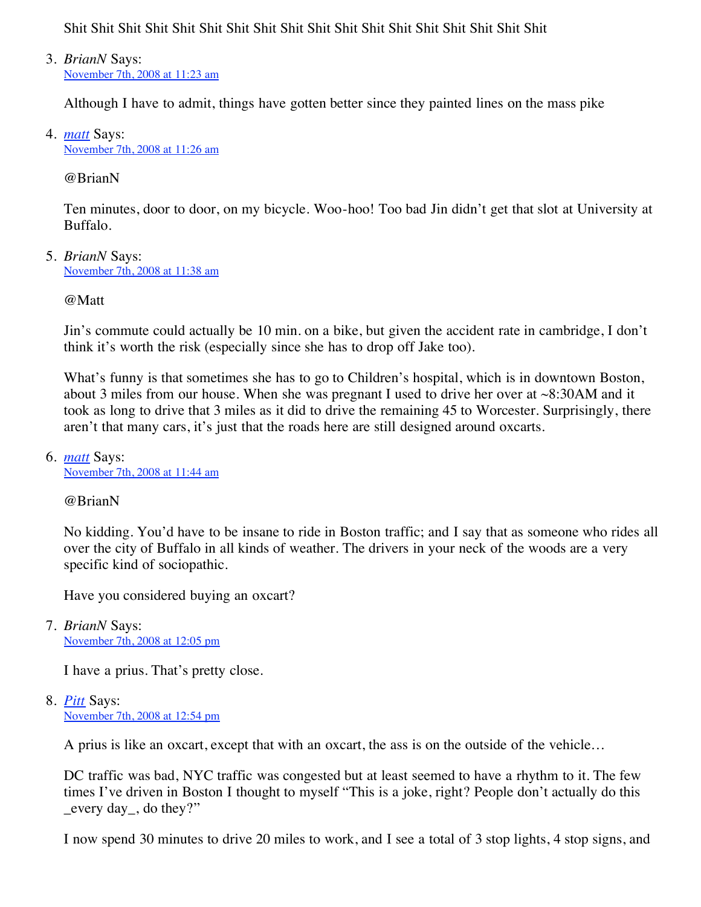Shit Shit Shit Shit Shit Shit Shit Shit Shit Shit Shit Shit Shit Shit Shit Shit Shit Shit

3. *BrianN* Says:
   [November 7th, 2008 at 11:23 am]()

   Although I have to admit, things have gotten better since they painted lines on the mass pike

4. *[matt]()* Says:
   [November 7th, 2008 at 11:26 am]()

   @BrianN

   Ten minutes, door to door, on my bicycle. Woo-hoo! Too bad Jin didn't get that slot at University at Buffalo.

5. *BrianN* Says:
   [November 7th, 2008 at 11:38 am]()

   @Matt

   Jin's commute could actually be 10 min. on a bike, but given the accident rate in cambridge, I don't think it's worth the risk (especially since she has to drop off Jake too).

   What's funny is that sometimes she has to go to Children's hospital, which is in downtown Boston, about 3 miles from our house. When she was pregnant I used to drive her over at ~8:30AM and it took as long to drive that 3 miles as it did to drive the remaining 45 to Worcester. Surprisingly, there aren't that many cars, it's just that the roads here are still designed around oxcarts.

6. *[matt]()* Says:
   [November 7th, 2008 at 11:44 am]()

   @BrianN

   No kidding. You'd have to be insane to ride in Boston traffic; and I say that as someone who rides all over the city of Buffalo in all kinds of weather. The drivers in your neck of the woods are a very specific kind of sociopathic.

   Have you considered buying an oxcart?

7. *BrianN* Says:
   [November 7th, 2008 at 12:05 pm]()

   I have a prius. That's pretty close.

8. *[Pitt]()* Says:
   [November 7th, 2008 at 12:54 pm]()

   A prius is like an oxcart, except that with an oxcart, the ass is on the outside of the vehicle…

   DC traffic was bad, NYC traffic was congested but at least seemed to have a rhythm to it. The few times I've driven in Boston I thought to myself "This is a joke, right? People don't actually do this _every day_, do they?"

   I now spend 30 minutes to drive 20 miles to work, and I see a total of 3 stop lights, 4 stop signs, and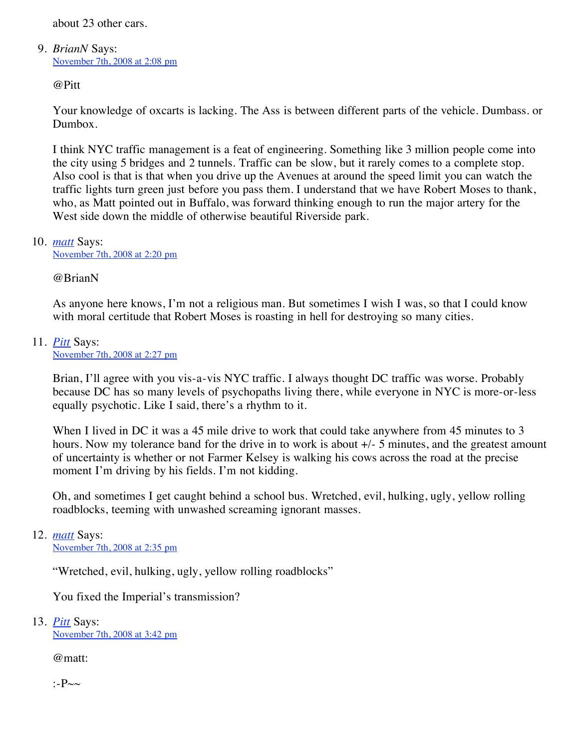about 23 other cars.

9. *BrianN* Says:
   [November 7th, 2008 at 2:08 pm]

   @Pitt

   Your knowledge of oxcarts is lacking. The Ass is between different parts of the vehicle. Dumbass. or Dumbox.

   I think NYC traffic management is a feat of engineering. Something like 3 million people come into the city using 5 bridges and 2 tunnels. Traffic can be slow, but it rarely comes to a complete stop. Also cool is that is that when you drive up the Avenues at around the speed limit you can watch the traffic lights turn green just before you pass them. I understand that we have Robert Moses to thank, who, as Matt pointed out in Buffalo, was forward thinking enough to run the major artery for the West side down the middle of otherwise beautiful Riverside park.

10. *matt* Says:
    [November 7th, 2008 at 2:20 pm]

    @BrianN

    As anyone here knows, I'm not a religious man. But sometimes I wish I was, so that I could know with moral certitude that Robert Moses is roasting in hell for destroying so many cities.

11. *Pitt* Says:
    [November 7th, 2008 at 2:27 pm]

    Brian, I'll agree with you vis-a-vis NYC traffic. I always thought DC traffic was worse. Probably because DC has so many levels of psychopaths living there, while everyone in NYC is more-or-less equally psychotic. Like I said, there's a rhythm to it.

    When I lived in DC it was a 45 mile drive to work that could take anywhere from 45 minutes to 3 hours. Now my tolerance band for the drive in to work is about +/- 5 minutes, and the greatest amount of uncertainty is whether or not Farmer Kelsey is walking his cows across the road at the precise moment I'm driving by his fields. I'm not kidding.

    Oh, and sometimes I get caught behind a school bus. Wretched, evil, hulking, ugly, yellow rolling roadblocks, teeming with unwashed screaming ignorant masses.

12. *matt* Says:
    [November 7th, 2008 at 2:35 pm]

    "Wretched, evil, hulking, ugly, yellow rolling roadblocks"

    You fixed the Imperial's transmission?

13. *Pitt* Says:
    [November 7th, 2008 at 3:42 pm]

    @matt:

    :-P~~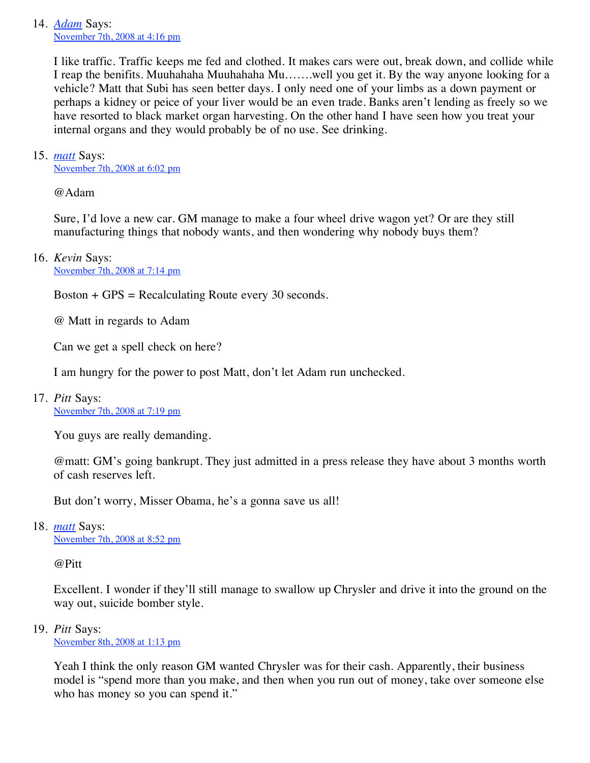14. [Adam]() Says:
    [November 7th, 2008 at 4:16 pm]()

    I like traffic. Traffic keeps me fed and clothed. It makes cars were out, break down, and collide while I reap the benifits. Muuhahaha Muuhahaha Mu…….well you get it. By the way anyone looking for a vehicle? Matt that Subi has seen better days. I only need one of your limbs as a down payment or perhaps a kidney or peice of your liver would be an even trade. Banks aren't lending as freely so we have resorted to black market organ harvesting. On the other hand I have seen how you treat your internal organs and they would probably be of no use. See drinking.

15. [matt]() Says:
    [November 7th, 2008 at 6:02 pm]()

    @Adam

    Sure, I'd love a new car. GM manage to make a four wheel drive wagon yet? Or are they still manufacturing things that nobody wants, and then wondering why nobody buys them?

16. *Kevin* Says:
    [November 7th, 2008 at 7:14 pm]()

    Boston + GPS = Recalculating Route every 30 seconds.

    @ Matt in regards to Adam

    Can we get a spell check on here?

    I am hungry for the power to post Matt, don't let Adam run unchecked.

17. *Pitt* Says:
    [November 7th, 2008 at 7:19 pm]()

    You guys are really demanding.

    @matt: GM's going bankrupt. They just admitted in a press release they have about 3 months worth of cash reserves left.

    But don't worry, Misser Obama, he's a gonna save us all!

18. [matt]() Says:
    [November 7th, 2008 at 8:52 pm]()

    @Pitt

    Excellent. I wonder if they'll still manage to swallow up Chrysler and drive it into the ground on the way out, suicide bomber style.

19. *Pitt* Says:
    [November 8th, 2008 at 1:13 pm]()

    Yeah I think the only reason GM wanted Chrysler was for their cash. Apparently, their business model is "spend more than you make, and then when you run out of money, take over someone else who has money so you can spend it."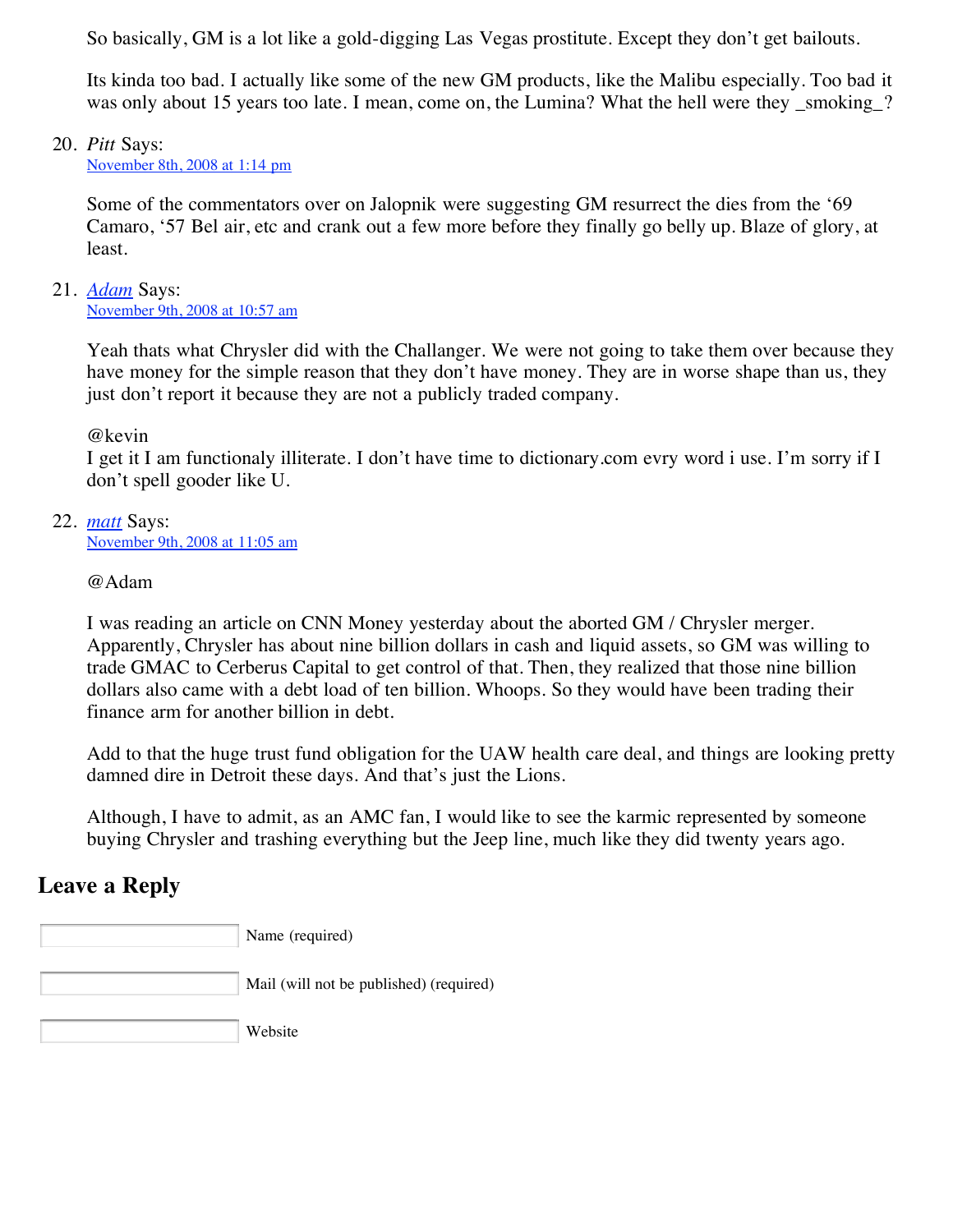So basically, GM is a lot like a gold-digging Las Vegas prostitute. Except they don't get bailouts.

Its kinda too bad. I actually like some of the new GM products, like the Malibu especially. Too bad it was only about 15 years too late. I mean, come on, the Lumina? What the hell were they _smoking_?

20. *Pitt* Says:
    November 8th, 2008 at 1:14 pm

    Some of the commentators over on Jalopnik were suggesting GM resurrect the dies from the '69 Camaro, '57 Bel air, etc and crank out a few more before they finally go belly up. Blaze of glory, at least.

21. *Adam* Says:
    November 9th, 2008 at 10:57 am

    Yeah thats what Chrysler did with the Challanger. We were not going to take them over because they have money for the simple reason that they don't have money. They are in worse shape than us, they just don't report it because they are not a publicly traded company.

    @kevin
    I get it I am functionaly illiterate. I don't have time to dictionary.com evry word i use. I'm sorry if I don't spell gooder like U.

22. *matt* Says:
    November 9th, 2008 at 11:05 am

    @Adam

    I was reading an article on CNN Money yesterday about the aborted GM / Chrysler merger. Apparently, Chrysler has about nine billion dollars in cash and liquid assets, so GM was willing to trade GMAC to Cerberus Capital to get control of that. Then, they realized that those nine billion dollars also came with a debt load of ten billion. Whoops. So they would have been trading their finance arm for another billion in debt.

    Add to that the huge trust fund obligation for the UAW health care deal, and things are looking pretty damned dire in Detroit these days. And that's just the Lions.

    Although, I have to admit, as an AMC fan, I would like to see the karmic represented by someone buying Chrysler and trashing everything but the Jeep line, much like they did twenty years ago.

## Leave a Reply

Name (required)

Mail (will not be published) (required)

Website